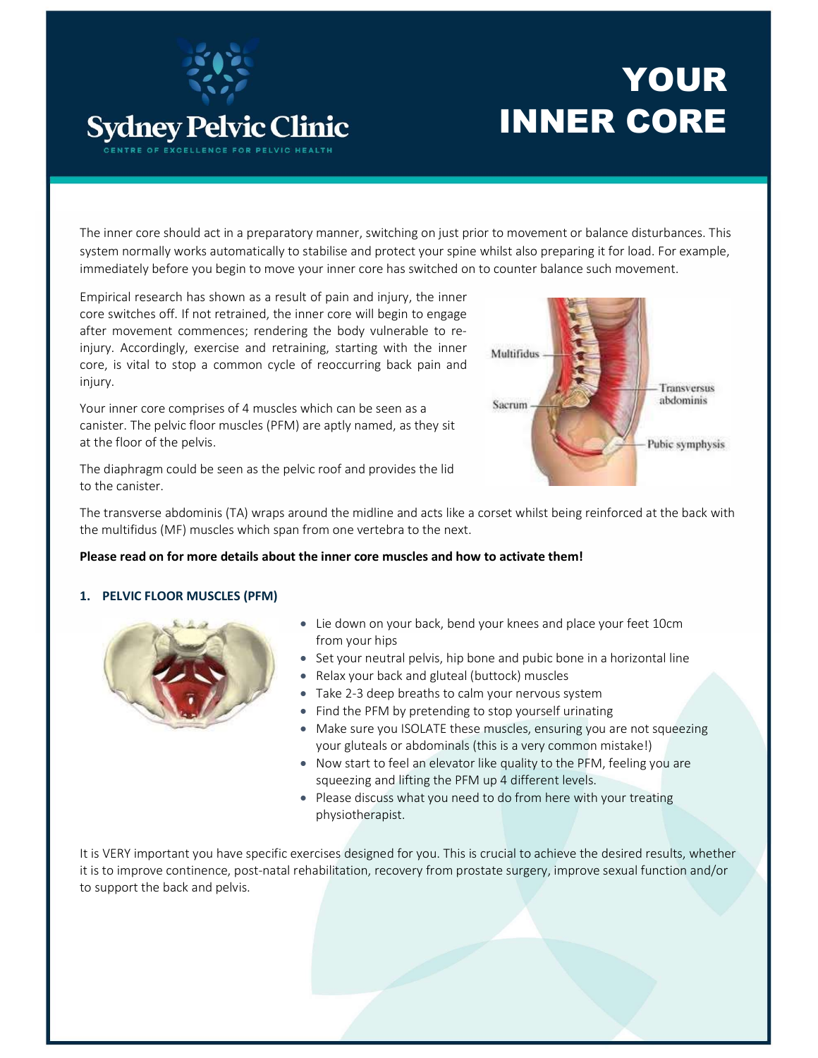Sydney Pelvic Clinic

CENTRE OF EXCELLENCE FOR PELVIC HEALTH

# YOUR INNER CORE

The inner core should act in a preparatory manner, switching on just prior to movement or balance disturbances. This system normally works automatically to stabilise and protect your spine whilst also preparing it for load. For example, immediately before you begin to move your inner core has switched on to counter balance such movement.

Empirical research has shown as a result of pain and injury, the inner core switches off. If not retrained, the inner core will begin to engage after movement commences; rendering the body vulnerable to re-injury. Accordingly, exercise and retraining, starting with the inner core, is vital to stop a common cycle of reoccurring back pain and injury.

Your inner core comprises of 4 muscles which can be seen as a canister. The pelvic floor muscles (PFM) are aptly named, as they sit at the floor of the pelvis.

The diaphragm could be seen as the pelvic roof and provides the lid to the canister.

The transverse abdominis (TA) wraps around the midline and acts like a corset whilst being reinforced at the back with the multifidus (MF) muscles which span from one vertebra to the next.

**Please read on for more details about the inner core muscles and how to activate them!**

### 1. PELVIC FLOOR MUSCLES (PFM)

- Lie down on your back, bend your knees and place your feet 10cm from your hips
- Set your neutral pelvis, hip bone and pubic bone in a horizontal line
- Relax your back and gluteal (buttock) muscles
- Take 2-3 deep breaths to calm your nervous system
- Find the PFM by pretending to stop yourself urinating
- Make sure you ISOLATE these muscles, ensuring you are not squeezing your gluteals or abdominals (this is a very common mistake!)
- Now start to feel an elevator like quality to the PFM, feeling you are squeezing and lifting the PFM up 4 different levels.
- Please discuss what you need to do from here with your treating physiotherapist.

It is VERY important you have specific exercises designed for you. This is crucial to achieve the desired results, whether it is to improve continence, post-natal rehabilitation, recovery from prostate surgery, improve sexual function and/or to support the back and pelvis.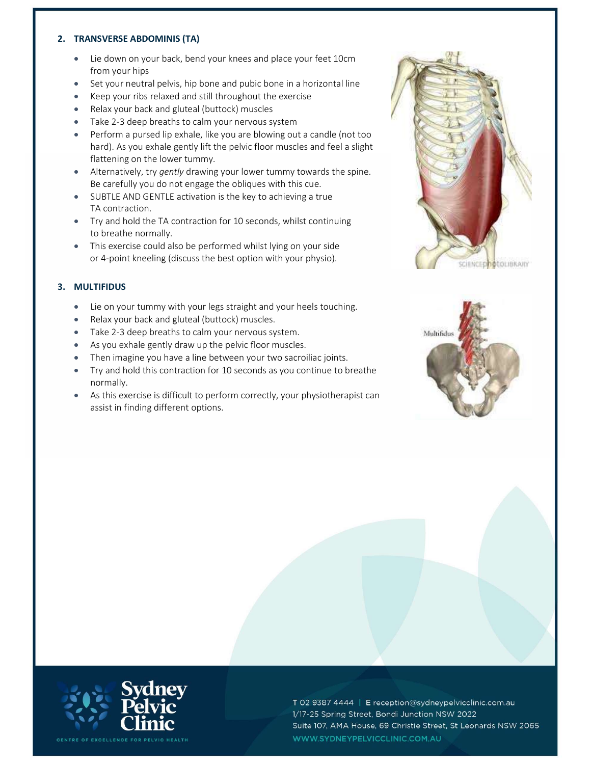## 2. TRANSVERSE ABDOMINIS (TA)

- Lie down on your back, bend your knees and place your feet 10cm from your hips
- Set your neutral pelvis, hip bone and pubic bone in a horizontal line
- Keep your ribs relaxed and still throughout the exercise
- Relax your back and gluteal (buttock) muscles
- Take 2-3 deep breaths to calm your nervous system
- Perform a pursed lip exhale, like you are blowing out a candle (not too hard). As you exhale gently lift the pelvic floor muscles and feel a slight flattening on the lower tummy.
- Alternatively, try *gently* drawing your lower tummy towards the spine. Be carefully you do not engage the obliques with this cue.
- SUBTLE AND GENTLE activation is the key to achieving a true TA contraction.
- Try and hold the TA contraction for 10 seconds, whilst continuing to breathe normally.
- This exercise could also be performed whilst lying on your side or 4-point kneeling (discuss the best option with your physio).

## 3. MULTIFIDUS

- Lie on your tummy with your legs straight and your heels touching.
- Relax your back and gluteal (buttock) muscles.
- Take 2-3 deep breaths to calm your nervous system.
- As you exhale gently draw up the pelvic floor muscles.
- Then imagine you have a line between your two sacroiliac joints.
- Try and hold this contraction for 10 seconds as you continue to breathe normally.
- As this exercise is difficult to perform correctly, your physiotherapist can assist in finding different options.